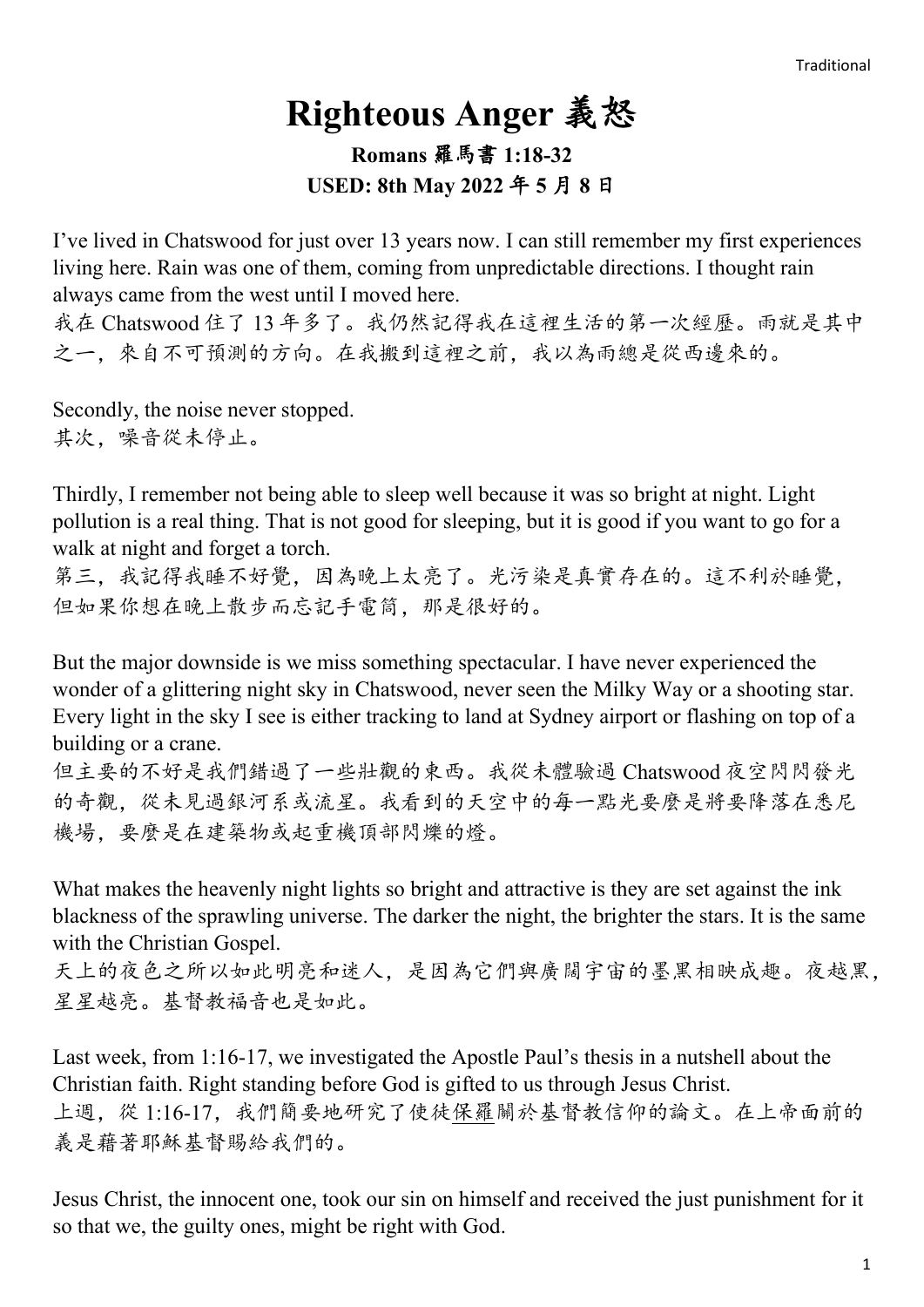# Righteous Anger 義怒

**Romans 羅馬書 1:18-32**
**USED: 8th May 2022 年 5 月 8 日**

I've lived in Chatswood for just over 13 years now. I can still remember my first experiences living here. Rain was one of them, coming from unpredictable directions. I thought rain always came from the west until I moved here.
我在 Chatswood 住了 13 年多了。我仍然記得我在這裡生活的第一次經歷。雨就是其中之一，來自不可預測的方向。在我搬到這裡之前，我以為雨總是從西邊來的。

Secondly, the noise never stopped.
其次，噪音從未停止。

Thirdly, I remember not being able to sleep well because it was so bright at night. Light pollution is a real thing. That is not good for sleeping, but it is good if you want to go for a walk at night and forget a torch.
第三，我記得我睡不好覺，因為晚上太亮了。光污染是真實存在的。這不利於睡覺，但如果你想在晚上散步而忘記手電筒，那是很好的。

But the major downside is we miss something spectacular. I have never experienced the wonder of a glittering night sky in Chatswood, never seen the Milky Way or a shooting star. Every light in the sky I see is either tracking to land at Sydney airport or flashing on top of a building or a crane.
但主要的不好是我們錯過了一些壯觀的東西。我從未體驗過 Chatswood 夜空閃閃發光的奇觀，從未見過銀河系或流星。我看到的天空中的每一點光要麼是將要降落在悉尼機場，要麼是在建築物或起重機頂部閃爍的燈。

What makes the heavenly night lights so bright and attractive is they are set against the ink blackness of the sprawling universe. The darker the night, the brighter the stars. It is the same with the Christian Gospel.
天上的夜色之所以如此明亮和迷人，是因為它們與廣闊宇宙的墨黑相映成趣。夜越黑，星星越亮。基督教福音也是如此。

Last week, from 1:16-17, we investigated the Apostle Paul's thesis in a nutshell about the Christian faith. Right standing before God is gifted to us through Jesus Christ.
上週，從 1:16-17，我們簡要地研究了使徒保羅關於基督教信仰的論文。在上帝面前的義是藉著耶穌基督賜給我們的。

Jesus Christ, the innocent one, took our sin on himself and received the just punishment for it so that we, the guilty ones, might be right with God.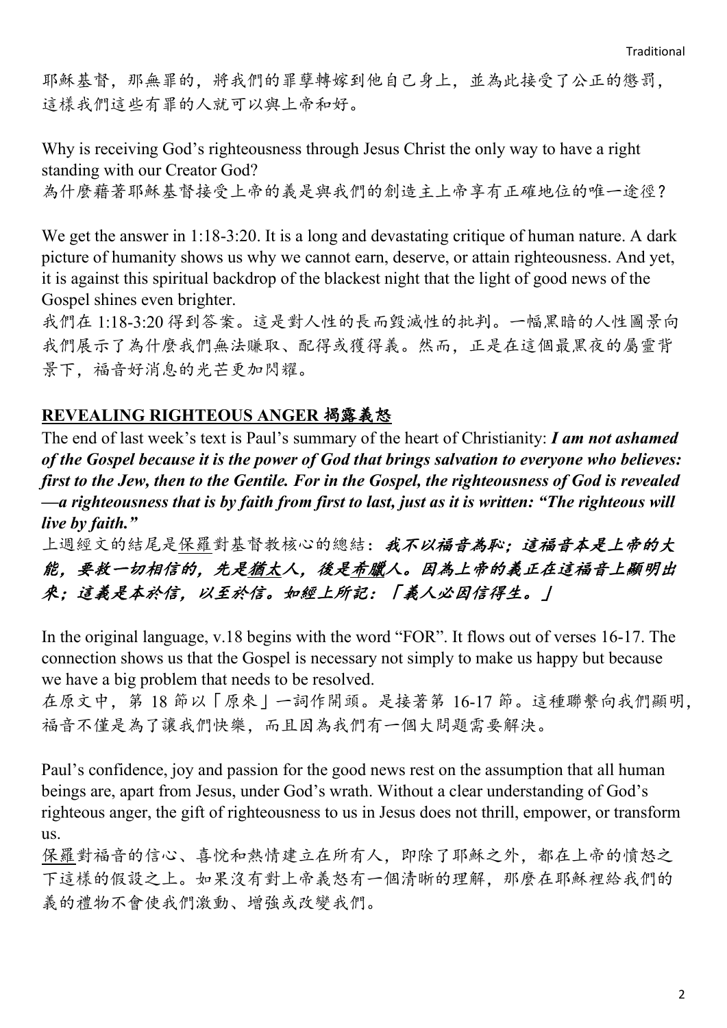耶穌基督，那無罪的，將我們的罪孽轉嫁到他自己身上，並為此接受了公正的懲罰，這樣我們這些有罪的人就可以與上帝和好。

Why is receiving God's righteousness through Jesus Christ the only way to have a right standing with our Creator God?
為什麼藉著耶穌基督接受上帝的義是與我們的創造主上帝享有正確地位的唯一途徑？

We get the answer in 1:18-3:20. It is a long and devastating critique of human nature. A dark picture of humanity shows us why we cannot earn, deserve, or attain righteousness. And yet, it is against this spiritual backdrop of the blackest night that the light of good news of the Gospel shines even brighter.
我們在 1:18-3:20 得到答案。這是對人性的長而毀滅性的批判。一幅黑暗的人性圖景向我們展示了為什麼我們無法賺取、配得或獲得義。然而，正是在這個最黑夜的屬靈背景下，福音好消息的光芒更加閃耀。

## REVEALING RIGHTEOUS ANGER 揭露義怒

The end of last week's text is Paul's summary of the heart of Christianity: ***I am not ashamed of the Gospel because it is the power of God that brings salvation to everyone who believes: first to the Jew, then to the Gentile. For in the Gospel, the righteousness of God is revealed—a righteousness that is by faith from first to last, just as it is written: "The righteous will live by faith."***
上週經文的結尾是保羅對基督教核心的總結：***我不以福音為恥；這福音本是上帝的大能，要救一切相信的，先是猶太人，後是希臘人。因為上帝的義正在這福音上顯明出來；這義是本於信，以至於信。如經上所記：「義人必因信得生。」***

In the original language, v.18 begins with the word "FOR". It flows out of verses 16-17. The connection shows us that the Gospel is necessary not simply to make us happy but because we have a big problem that needs to be resolved.
在原文中，第 18 節以「原來」一詞作開頭。是接著第 16-17 節。這種聯繫向我們顯明，福音不僅是為了讓我們快樂，而且因為我們有一個大問題需要解決。

Paul's confidence, joy and passion for the good news rest on the assumption that all human beings are, apart from Jesus, under God's wrath. Without a clear understanding of God's righteous anger, the gift of righteousness to us in Jesus does not thrill, empower, or transform us.
保羅對福音的信心、喜悅和熱情建立在所有人，即除了耶穌之外，都在上帝的憤怒之下這樣的假設之上。如果沒有對上帝義怒有一個清晰的理解，那麼在耶穌裡給我們的義的禮物不會使我們激動、增強或改變我們。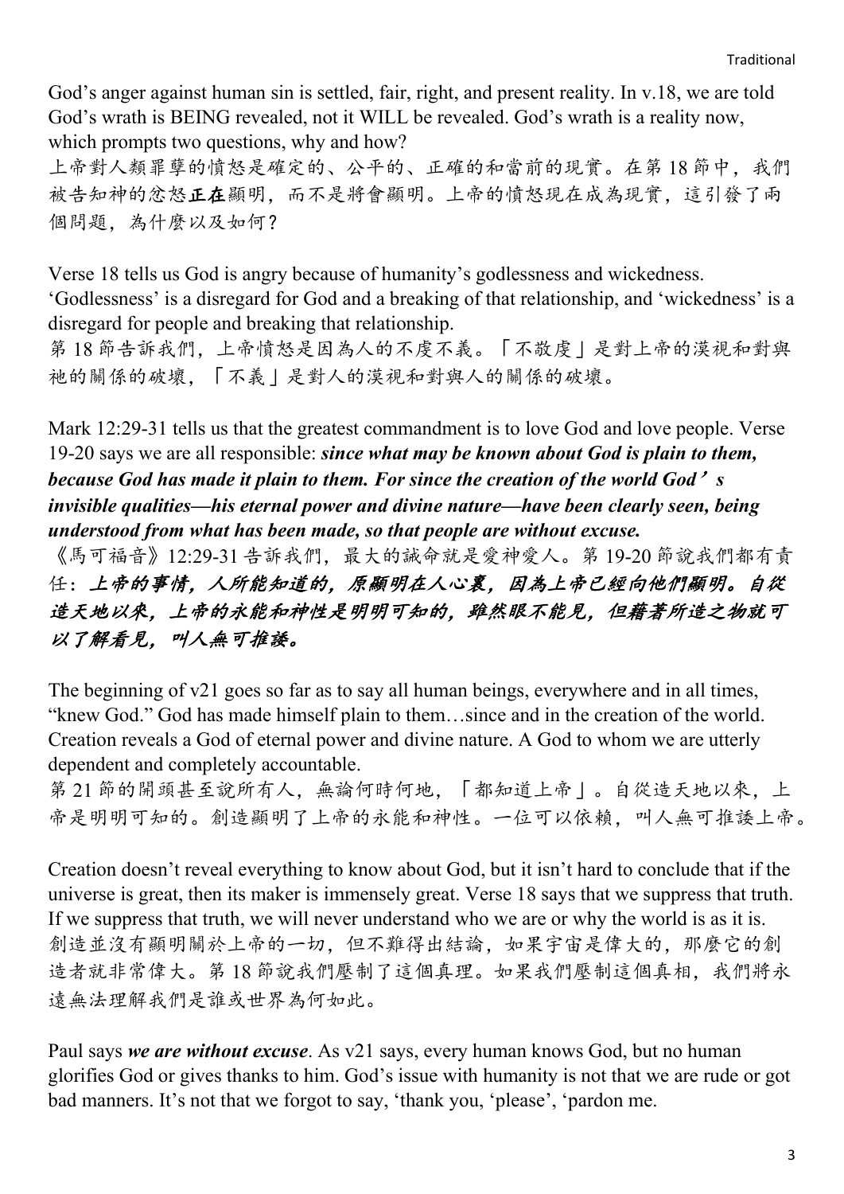God's anger against human sin is settled, fair, right, and present reality. In v.18, we are told God's wrath is BEING revealed, not it WILL be revealed. God's wrath is a reality now, which prompts two questions, why and how?

上帝對人類罪孽的憤怒是確定的、公平的、正確的和當前的現實。在第 18 節中，我們被告知神的忿怒**正在**顯明，而不是將會顯明。上帝的憤怒現在成為現實，這引發了兩個問題，為什麼以及如何？

Verse 18 tells us God is angry because of humanity's godlessness and wickedness. 'Godlessness' is a disregard for God and a breaking of that relationship, and 'wickedness' is a disregard for people and breaking that relationship.

第 18 節告訴我們，上帝憤怒是因為人的不虔不義。「不敬虔」是對上帝的漠視和對與祂的關係的破壞，「不義」是對人的漠視和對與人的關係的破壞。

Mark 12:29-31 tells us that the greatest commandment is to love God and love people. Verse 19-20 says we are all responsible: ***since what may be known about God is plain to them, because God has made it plain to them. For since the creation of the world God's invisible qualities—his eternal power and divine nature—have been clearly seen, being understood from what has been made, so that people are without excuse.***

《馬可福音》12:29-31 告訴我們，最大的誡命就是愛神愛人。第 19-20 節說我們都有責任：***上帝的事情，人所能知道的，原顯明在人心裏，因為上帝已經向他們顯明。自從造天地以來，上帝的永能和神性是明明可知的，雖然眼不能見，但藉著所造之物就可以了解看見，叫人無可推諉。***

The beginning of v21 goes so far as to say all human beings, everywhere and in all times, "knew God." God has made himself plain to them…since and in the creation of the world. Creation reveals a God of eternal power and divine nature. A God to whom we are utterly dependent and completely accountable.

第 21 節的開頭甚至說所有人，無論何時何地，「都知道上帝」。自從造天地以來，上帝是明明可知的。創造顯明了上帝的永能和神性。一位可以依賴，叫人無可推諉上帝。

Creation doesn't reveal everything to know about God, but it isn't hard to conclude that if the universe is great, then its maker is immensely great. Verse 18 says that we suppress that truth. If we suppress that truth, we will never understand who we are or why the world is as it is.

創造並沒有顯明關於上帝的一切，但不難得出結論，如果宇宙是偉大的，那麼它的創造者就非常偉大。第 18 節說我們壓制了這個真理。如果我們壓制這個真相，我們將永遠無法理解我們是誰或世界為何如此。

Paul says ***we are without excuse***. As v21 says, every human knows God, but no human glorifies God or gives thanks to him. God's issue with humanity is not that we are rude or got bad manners. It's not that we forgot to say, 'thank you, 'please', 'pardon me.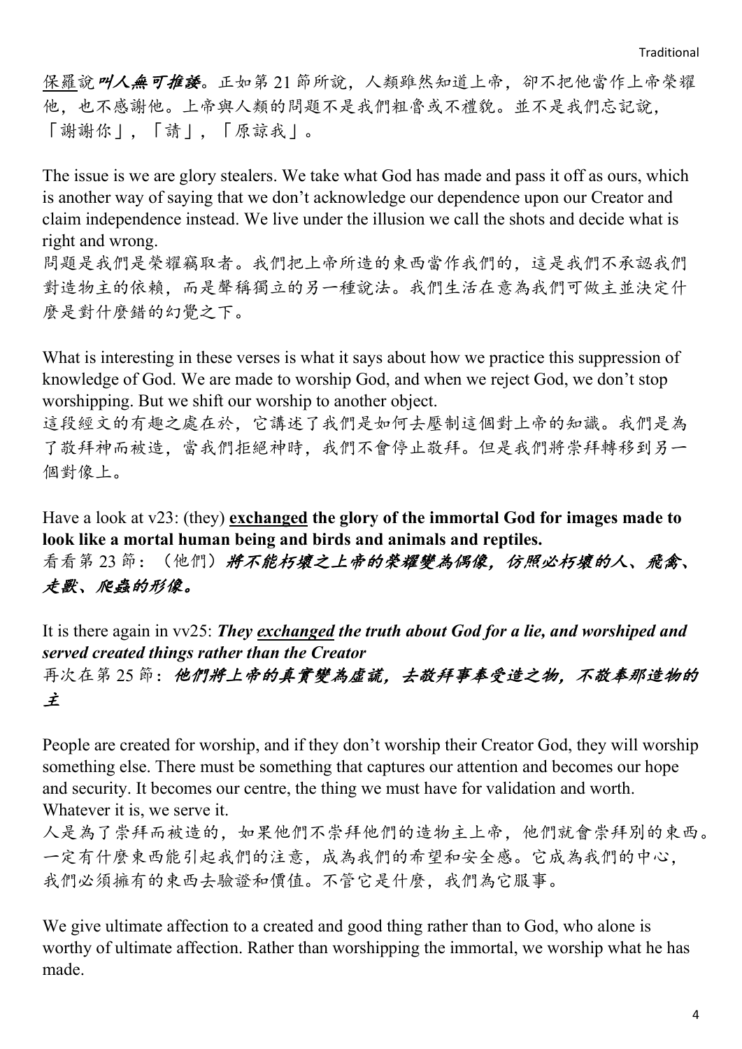保羅說***叫人無可推諉***。正如第 21 節所說，人類雖然知道上帝，卻不把他當作上帝榮耀他，也不感謝他。上帝與人類的問題不是我們粗魯或不禮貌。並不是我們忘記說，「謝謝你」，「請」，「原諒我」。

The issue is we are glory stealers. We take what God has made and pass it off as ours, which is another way of saying that we don't acknowledge our dependence upon our Creator and claim independence instead. We live under the illusion we call the shots and decide what is right and wrong.
問題是我們是榮耀竊取者。我們把上帝所造的東西當作我們的，這是我們不承認我們對造物主的依賴，而是聲稱獨立的另一種說法。我們生活在意為我們可做主並決定什麼是對什麼錯的幻覺之下。

What is interesting in these verses is what it says about how we practice this suppression of knowledge of God. We are made to worship God, and when we reject God, we don't stop worshipping. But we shift our worship to another object.
這段經文的有趣之處在於，它講述了我們是如何去壓制這個對上帝的知識。我們是為了敬拜神而被造，當我們拒絕神時，我們不會停止敬拜。但是我們將崇拜轉移到另一個對像上。

Have a look at v23: (they) **exchanged the glory of the immortal God for images made to look like a mortal human being and birds and animals and reptiles.**
看看第 23 節：（他們）***將不能朽壞之上帝的榮耀變為偶像，仿照必朽壞的人、飛禽、走獸、爬蟲的形像。***

It is there again in vv25: ***They exchanged the truth about God for a lie, and worshiped and served created things rather than the Creator***
再次在第 25 節：***他們將上帝的真實變為虛謊，去敬拜事奉受造之物，不敬奉那造物的主***

People are created for worship, and if they don't worship their Creator God, they will worship something else. There must be something that captures our attention and becomes our hope and security. It becomes our centre, the thing we must have for validation and worth. Whatever it is, we serve it.
人是為了崇拜而被造的，如果他們不崇拜他們的造物主上帝，他們就會崇拜別的東西。一定有什麼東西能引起我們的注意，成為我們的希望和安全感。它成為我們的中心，我們必須擁有的東西去驗證和價值。不管它是什麼，我們為它服事。

We give ultimate affection to a created and good thing rather than to God, who alone is worthy of ultimate affection. Rather than worshipping the immortal, we worship what he has made.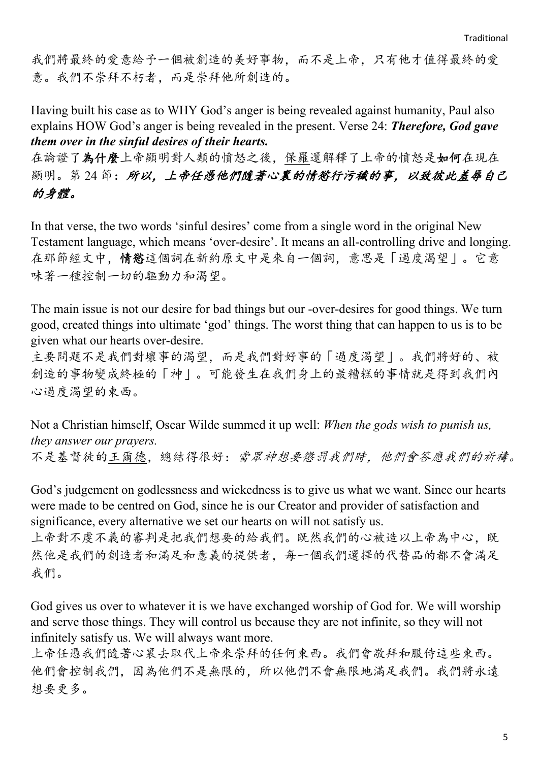我們將最終的愛意給予一個被創造的美好事物，而不是上帝，只有他才值得最終的愛意。我們不崇拜不朽者，而是崇拜他所創造的。

Having built his case as to WHY God's anger is being revealed against humanity, Paul also explains HOW God's anger is being revealed in the present. Verse 24: ***Therefore, God gave them over in the sinful desires of their hearts.***

在論證了**為什麼**上帝顯明對人類的憤怒之後，保羅還解釋了上帝的憤怒是**如何**在現在顯明。第 24 節：***所以，上帝任憑他們隨著心裏的情慾行污穢的事，以致彼此羞辱自己的身體。***

In that verse, the two words 'sinful desires' come from a single word in the original New Testament language, which means 'over-desire'. It means an all-controlling drive and longing.

在那節經文中，**情慾**這個詞在新約原文中是來自一個詞，意思是「過度渴望」。它意味著一種控制一切的驅動力和渴望。

The main issue is not our desire for bad things but our -over-desires for good things. We turn good, created things into ultimate 'god' things. The worst thing that can happen to us is to be given what our hearts over-desire.

主要問題不是我們對壞事的渴望，而是我們對好事的「過度渴望」。我們將好的、被創造的事物變成終極的「神」。可能發生在我們身上的最糟糕的事情就是得到我們內心過度渴望的東西。

Not a Christian himself, Oscar Wilde summed it up well: *When the gods wish to punish us, they answer our prayers.*

不是基督徒的王爾德，總結得很好：*當眾神想要懲罰我們時，他們會答應我們的祈禱。*

God's judgement on godlessness and wickedness is to give us what we want. Since our hearts were made to be centred on God, since he is our Creator and provider of satisfaction and significance, every alternative we set our hearts on will not satisfy us.

上帝對不虔不義的審判是把我們想要的給我們。既然我們的心被造以上帝為中心，既然他是我們的創造者和滿足和意義的提供者，每一個我們選擇的代替品的都不會滿足我們。

God gives us over to whatever it is we have exchanged worship of God for. We will worship and serve those things. They will control us because they are not infinite, so they will not infinitely satisfy us. We will always want more.

上帝任憑我們隨著心裏去取代上帝來崇拜的任何東西。我們會敬拜和服侍這些東西。他們會控制我們，因為他們不是無限的，所以他們不會無限地滿足我們。我們將永遠想要更多。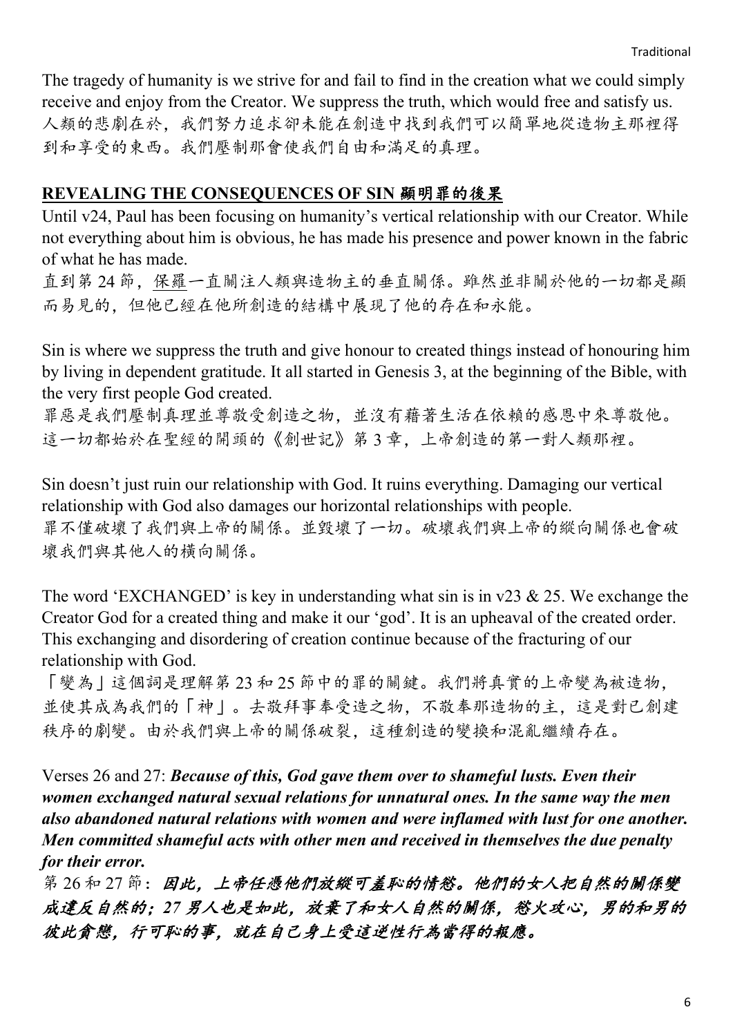The tragedy of humanity is we strive for and fail to find in the creation what we could simply receive and enjoy from the Creator. We suppress the truth, which would free and satisfy us.
人類的悲劇在於，我們努力追求卻未能在創造中找到我們可以簡單地從造物主那裡得到和享受的東西。我們壓制那會使我們自由和滿足的真理。

## REVEALING THE CONSEQUENCES OF SIN 顯明罪的後果

Until v24, Paul has been focusing on humanity's vertical relationship with our Creator. While not everything about him is obvious, he has made his presence and power known in the fabric of what he has made.
直到第 24 節，保羅一直關注人類與造物主的垂直關係。雖然並非關於他的一切都是顯而易見的，但他已經在他所創造的結構中展現了他的存在和永能。

Sin is where we suppress the truth and give honour to created things instead of honouring him by living in dependent gratitude. It all started in Genesis 3, at the beginning of the Bible, with the very first people God created.
罪惡是我們壓制真理並尊敬受創造之物，並沒有藉著生活在依賴的感恩中來尊敬他。這一切都始於在聖經的開頭的《創世記》第 3 章，上帝創造的第一對人類那裡。

Sin doesn't just ruin our relationship with God. It ruins everything. Damaging our vertical relationship with God also damages our horizontal relationships with people.
罪不僅破壞了我們與上帝的關係。並毀壞了一切。破壞我們與上帝的縱向關係也會破壞我們與其他人的橫向關係。

The word 'EXCHANGED' is key in understanding what sin is in v23 & 25. We exchange the Creator God for a created thing and make it our 'god'. It is an upheaval of the created order. This exchanging and disordering of creation continue because of the fracturing of our relationship with God.
「變為」這個詞是理解第 23 和 25 節中的罪的關鍵。我們將真實的上帝變為被造物，並使其成為我們的「神」。去敬拜事奉受造之物，不敬奉那造物的主，這是對已創建秩序的劇變。由於我們與上帝的關係破裂，這種創造的變換和混亂繼續存在。

Verses 26 and 27: ***Because of this, God gave them over to shameful lusts. Even their women exchanged natural sexual relations for unnatural ones. In the same way the men also abandoned natural relations with women and were inflamed with lust for one another. Men committed shameful acts with other men and received in themselves the due penalty for their error.***
第 26 和 27 節：***因此，上帝任憑他們放縱可羞恥的情慾。他們的女人把自然的關係變成違反自然的；27 男人也是如此，放棄了和女人自然的關係，慾火攻心，男的和男的彼此貪戀，行可恥的事，就在自己身上受這逆性行為當得的報應。***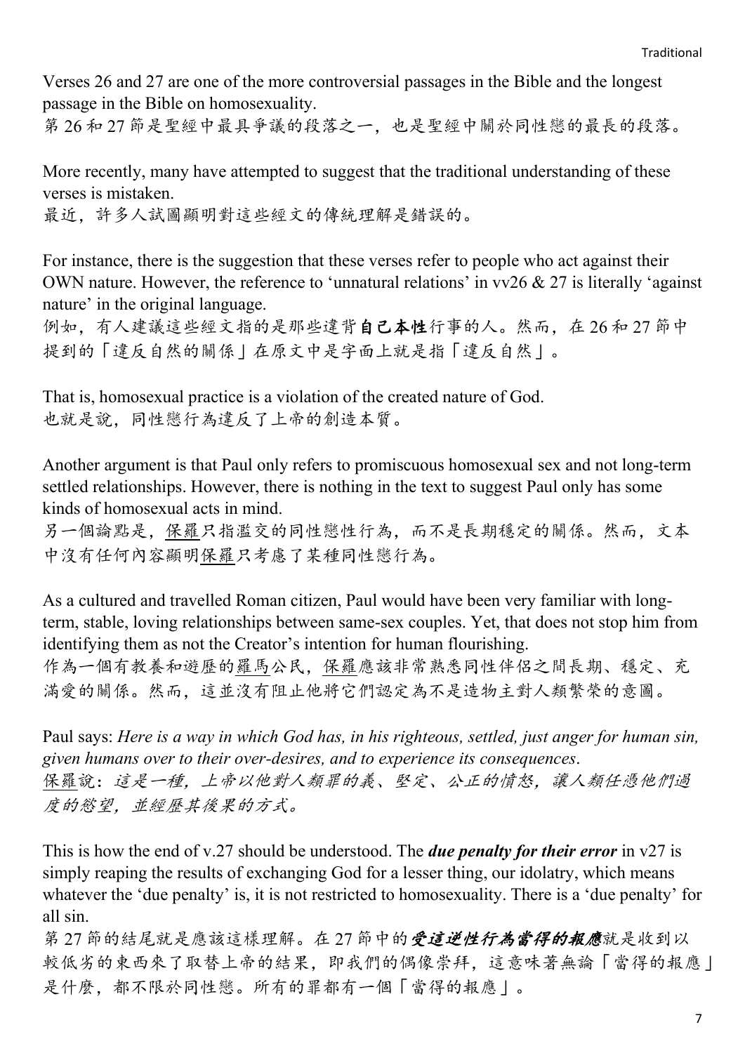Verses 26 and 27 are one of the more controversial passages in the Bible and the longest passage in the Bible on homosexuality.
第 26 和 27 節是聖經中最具爭議的段落之一，也是聖經中關於同性戀的最長的段落。

More recently, many have attempted to suggest that the traditional understanding of these verses is mistaken.
最近，許多人試圖顯明對這些經文的傳統理解是錯誤的。

For instance, there is the suggestion that these verses refer to people who act against their OWN nature. However, the reference to 'unnatural relations' in vv26 & 27 is literally 'against nature' in the original language.
例如，有人建議這些經文指的是那些違背**自己本性**行事的人。然而，在 26 和 27 節中提到的「違反自然的關係」在原文中是字面上就是指「違反自然」。

That is, homosexual practice is a violation of the created nature of God.
也就是說，同性戀行為違反了上帝的創造本質。

Another argument is that Paul only refers to promiscuous homosexual sex and not long-term settled relationships. However, there is nothing in the text to suggest Paul only has some kinds of homosexual acts in mind.
另一個論點是，保羅只指濫交的同性戀性行為，而不是長期穩定的關係。然而，文本中沒有任何內容顯明保羅只考慮了某種同性戀行為。

As a cultured and travelled Roman citizen, Paul would have been very familiar with long-term, stable, loving relationships between same-sex couples. Yet, that does not stop him from identifying them as not the Creator's intention for human flourishing.
作為一個有教養和遊歷的羅馬公民，保羅應該非常熟悉同性伴侶之間長期、穩定、充滿愛的關係。然而，這並沒有阻止他將它們認定為不是造物主對人類繁榮的意圖。

Paul says: *Here is a way in which God has, in his righteous, settled, just anger for human sin, given humans over to their over-desires, and to experience its consequences*.
保羅說：*這是一種，上帝以他對人類罪的義、堅定、公正的憤怒，讓人類任憑他們過度的慾望，並經歷其後果的方式。*

This is how the end of v.27 should be understood. The ***due penalty for their error*** in v27 is simply reaping the results of exchanging God for a lesser thing, our idolatry, which means whatever the 'due penalty' is, it is not restricted to homosexuality. There is a 'due penalty' for all sin.
第 27 節的結尾就是應該這樣理解。在 27 節中的***受這逆性行為當得的報應***就是收到以較低劣的東西來了取替上帝的結果，即我們的偶像崇拜，這意味著無論「當得的報應」是什麼，都不限於同性戀。所有的罪都有一個「當得的報應」。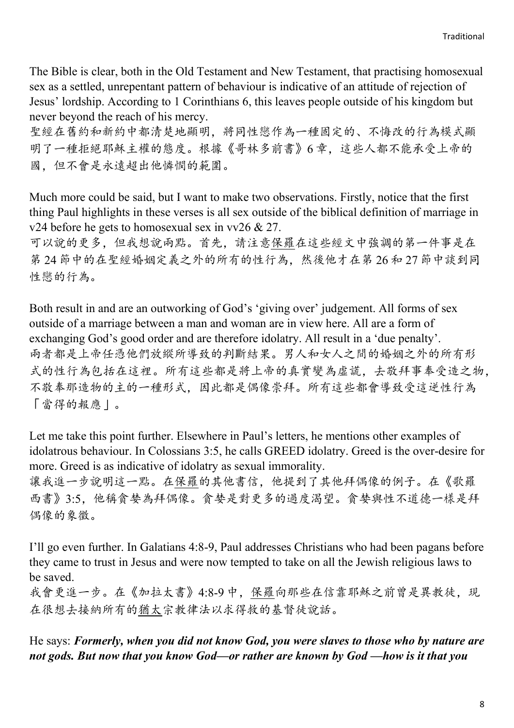The Bible is clear, both in the Old Testament and New Testament, that practising homosexual sex as a settled, unrepentant pattern of behaviour is indicative of an attitude of rejection of Jesus' lordship. According to 1 Corinthians 6, this leaves people outside of his kingdom but never beyond the reach of his mercy.

聖經在舊約和新約中都清楚地顯明，將同性戀作為一種固定的、不悔改的行為模式顯明了一種拒絕耶穌主權的態度。根據《哥林多前書》6 章，這些人都不能承受上帝的國，但不會是永遠超出他憐憫的範圍。

Much more could be said, but I want to make two observations. Firstly, notice that the first thing Paul highlights in these verses is all sex outside of the biblical definition of marriage in v24 before he gets to homosexual sex in vv26 & 27.

可以說的更多，但我想說兩點。首先，請注意保羅在這些經文中強調的第一件事是在第 24 節中的在聖經婚姻定義之外的所有的性行為，然後他才在第 26 和 27 節中談到同性戀的行為。

Both result in and are an outworking of God's 'giving over' judgement. All forms of sex outside of a marriage between a man and woman are in view here. All are a form of exchanging God's good order and are therefore idolatry. All result in a 'due penalty'.

兩者都是上帝任憑他們放縱所導致的判斷結果。男人和女人之間的婚姻之外的所有形式的性行為包括在這裡。所有這些都是將上帝的真實變為虛謊，去敬拜事奉受造之物，不敬奉那造物的主的一種形式，因此都是偶像崇拜。所有這些都會導致受這逆性行為「當得的報應」。

Let me take this point further. Elsewhere in Paul's letters, he mentions other examples of idolatrous behaviour. In Colossians 3:5, he calls GREED idolatry. Greed is the over-desire for more. Greed is as indicative of idolatry as sexual immorality.

讓我進一步說明這一點。在保羅的其他書信，他提到了其他拜偶像的例子。在《歌羅西書》3:5，他稱貪婪為拜偶像。貪婪是對更多的過度渴望。貪婪與性不道德一樣是拜偶像的象徵。

I'll go even further. In Galatians 4:8-9, Paul addresses Christians who had been pagans before they came to trust in Jesus and were now tempted to take on all the Jewish religious laws to be saved.

我會更進一步。在《加拉太書》4:8-9 中，保羅向那些在信靠耶穌之前曾是異教徒，現在很想去接納所有的猶太宗教律法以求得救的基督徒說話。

He says: ***Formerly, when you did not know God, you were slaves to those who by nature are not gods. But now that you know God—or rather are known by God —how is it that you***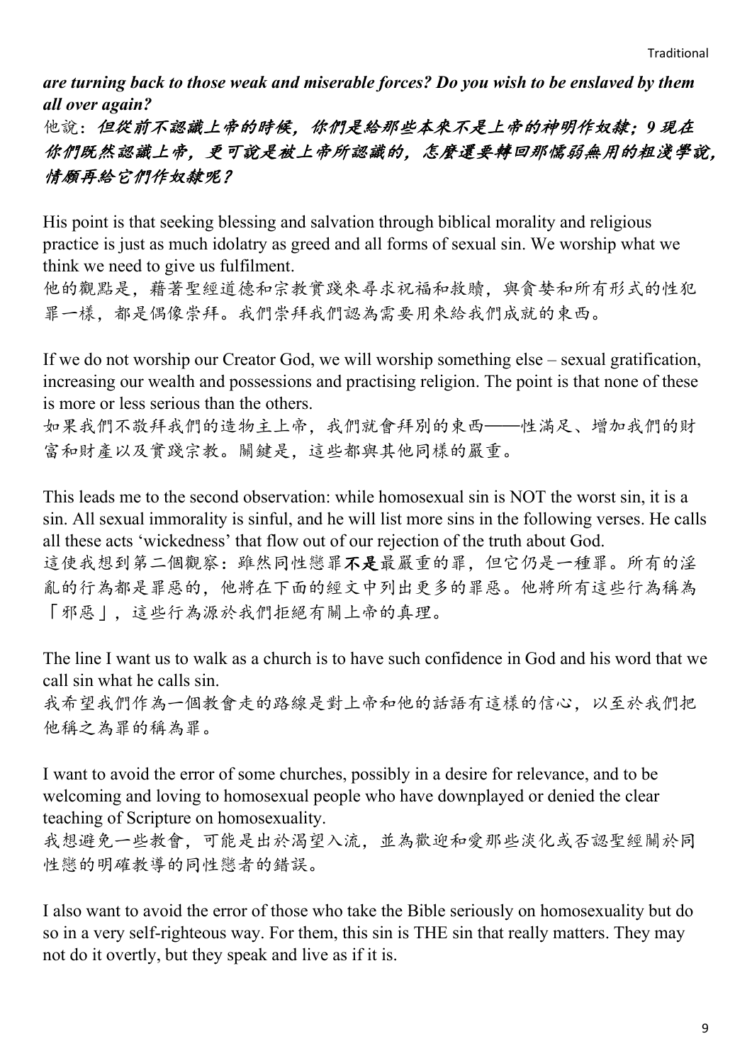***are turning back to those weak and miserable forces? Do you wish to be enslaved by them all over again?***

他說：***但從前不認識上帝的時候，你們是給那些本來不是上帝的神明作奴隸；9 現在你們既然認識上帝，更可說是被上帝所認識的，怎麼還要轉回那懦弱無用的粗淺學說，情願再給它們作奴隸呢？***

His point is that seeking blessing and salvation through biblical morality and religious practice is just as much idolatry as greed and all forms of sexual sin. We worship what we think we need to give us fulfilment.

他的觀點是，藉著聖經道德和宗教實踐來尋求祝福和救贖，與貪婪和所有形式的性犯罪一樣，都是偶像崇拜。我們崇拜我們認為需要用來給我們成就的東西。

If we do not worship our Creator God, we will worship something else – sexual gratification, increasing our wealth and possessions and practising religion. The point is that none of these is more or less serious than the others.

如果我們不敬拜我們的造物主上帝，我們就會拜別的東西——性滿足、增加我們的財富和財產以及實踐宗教。關鍵是，這些都與其他同樣的嚴重。

This leads me to the second observation: while homosexual sin is NOT the worst sin, it is a sin. All sexual immorality is sinful, and he will list more sins in the following verses. He calls all these acts 'wickedness' that flow out of our rejection of the truth about God.

這使我想到第二個觀察：雖然同性戀罪**不是**最嚴重的罪，但它仍是一種罪。所有的淫亂的行為都是罪惡的，他將在下面的經文中列出更多的罪惡。他將所有這些行為稱為「邪惡」，這些行為源於我們拒絕有關上帝的真理。

The line I want us to walk as a church is to have such confidence in God and his word that we call sin what he calls sin.

我希望我們作為一個教會走的路線是對上帝和他的話語有這樣的信心，以至於我們把他稱之為罪的稱為罪。

I want to avoid the error of some churches, possibly in a desire for relevance, and to be welcoming and loving to homosexual people who have downplayed or denied the clear teaching of Scripture on homosexuality.

我想避免一些教會，可能是出於渴望入流，並為歡迎和愛那些淡化或否認聖經關於同性戀的明確教導的同性戀者的錯誤。

I also want to avoid the error of those who take the Bible seriously on homosexuality but do so in a very self-righteous way. For them, this sin is THE sin that really matters. They may not do it overtly, but they speak and live as if it is.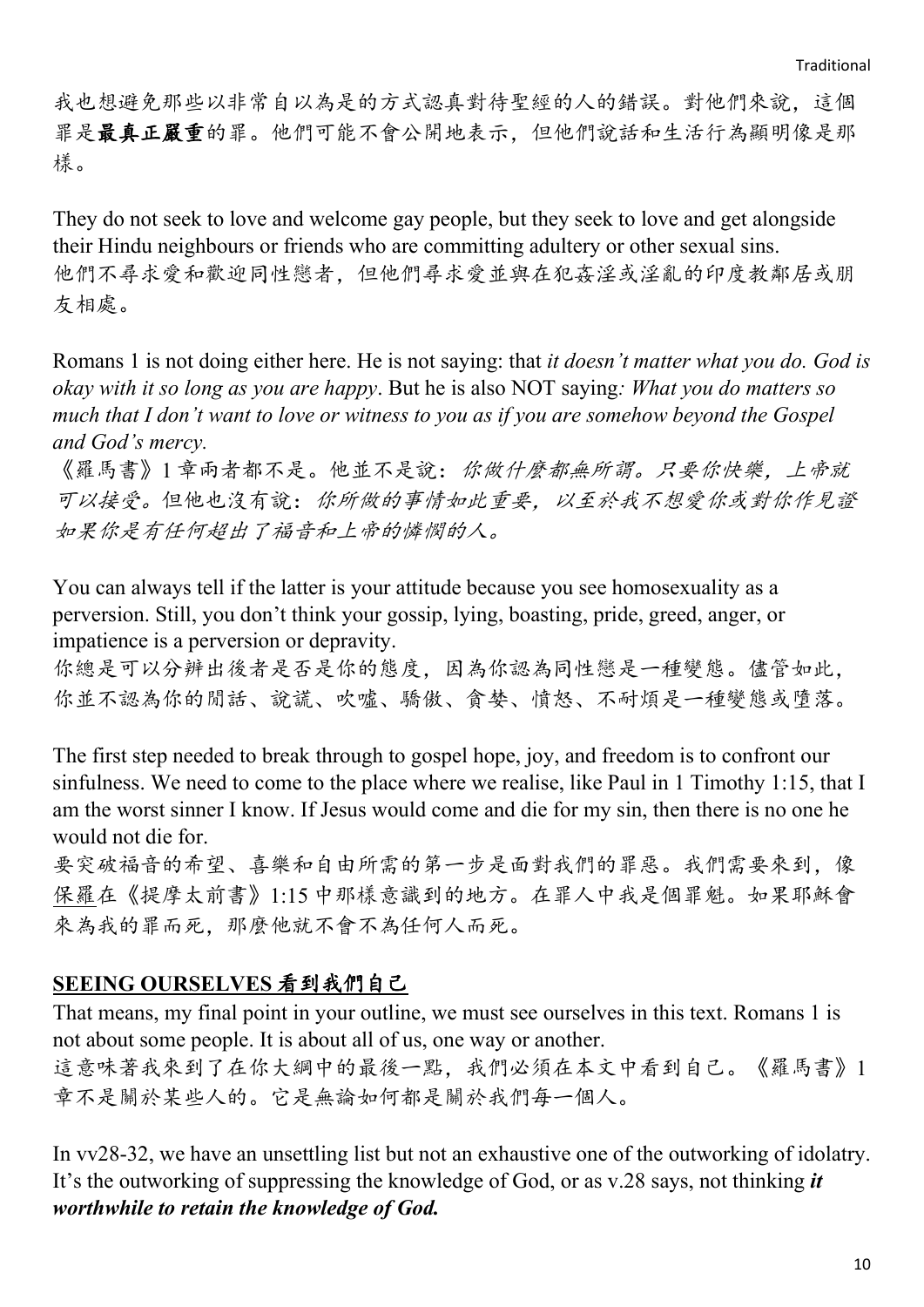我也想避免那些以非常自以為是的方式認真對待聖經的人的錯誤。對他們來說，這個罪是**最真正嚴重**的罪。他們可能不會公開地表示，但他們說話和生活行為顯明像是那樣。

They do not seek to love and welcome gay people, but they seek to love and get alongside their Hindu neighbours or friends who are committing adultery or other sexual sins.
他們不尋求愛和歡迎同性戀者，但他們尋求愛並與在犯姦淫或淫亂的印度教鄰居或朋友相處。

Romans 1 is not doing either here. He is not saying: that *it doesn't matter what you do. God is okay with it so long as you are happy*. But he is also NOT saying*: What you do matters so much that I don't want to love or witness to you as if you are somehow beyond the Gospel and God's mercy.*
《羅馬書》1 章兩者都不是。他並不是說：*你做什麼都無所謂。只要你快樂，上帝就可以接受。*但他也沒有說：*你所做的事情如此重要，以至於我不想愛你或對你作見證如果你是有任何超出了福音和上帝的憐憫的人。*

You can always tell if the latter is your attitude because you see homosexuality as a perversion. Still, you don't think your gossip, lying, boasting, pride, greed, anger, or impatience is a perversion or depravity.
你總是可以分辨出後者是否是你的態度，因為你認為同性戀是一種變態。儘管如此，你並不認為你的閒話、說謊、吹噓、驕傲、貪婪、憤怒、不耐煩是一種變態或墮落。

The first step needed to break through to gospel hope, joy, and freedom is to confront our sinfulness. We need to come to the place where we realise, like Paul in 1 Timothy 1:15, that I am the worst sinner I know. If Jesus would come and die for my sin, then there is no one he would not die for.
要突破福音的希望、喜樂和自由所需的第一步是面對我們的罪惡。我們需要來到，像保羅在《提摩太前書》1:15 中那樣意識到的地方。在罪人中我是個罪魁。如果耶穌會來為我的罪而死，那麼他就不會不為任何人而死。

## SEEING OURSELVES 看到我們自己

That means, my final point in your outline, we must see ourselves in this text. Romans 1 is not about some people. It is about all of us, one way or another.
這意味著我來到了在你大綱中的最後一點，我們必須在本文中看到自己。《羅馬書》1 章不是關於某些人的。它是無論如何都是關於我們每一個人。

In vv28-32, we have an unsettling list but not an exhaustive one of the outworking of idolatry. It's the outworking of suppressing the knowledge of God, or as v.28 says, not thinking ***it worthwhile to retain the knowledge of God.***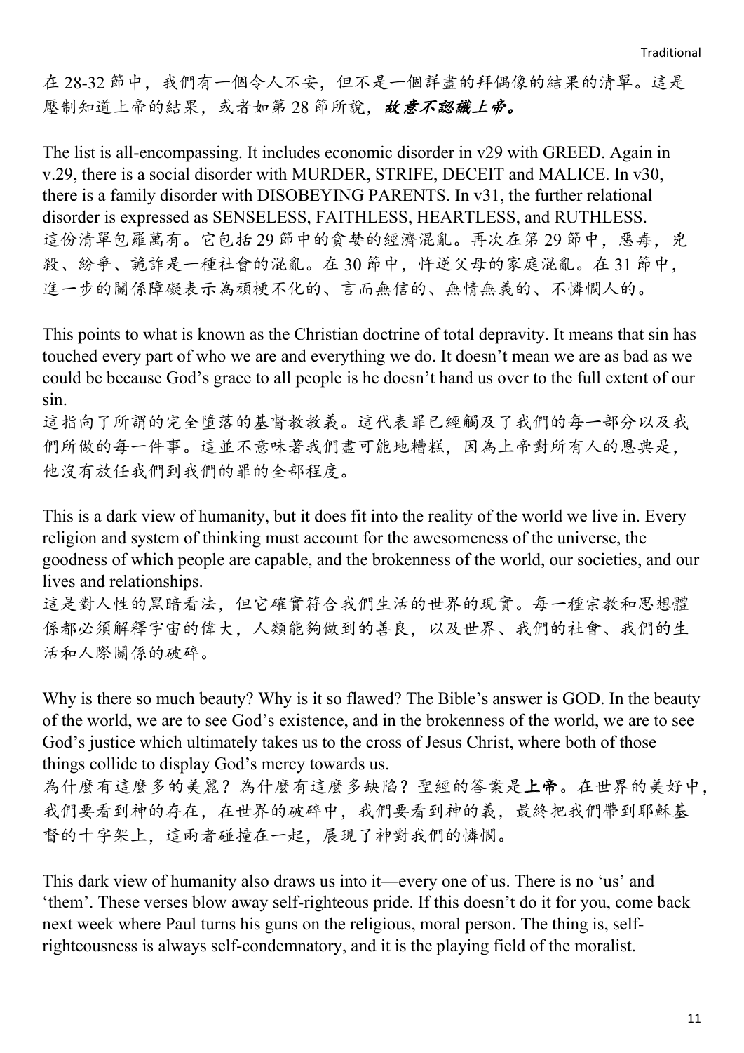在 28-32 節中，我們有一個令人不安，但不是一個詳盡的拜偶像的結果的清單。這是壓制知道上帝的結果，或者如第 28 節所說，***故意不認識上帝。***

The list is all-encompassing. It includes economic disorder in v29 with GREED. Again in v.29, there is a social disorder with MURDER, STRIFE, DECEIT and MALICE. In v30, there is a family disorder with DISOBEYING PARENTS. In v31, the further relational disorder is expressed as SENSELESS, FAITHLESS, HEARTLESS, and RUTHLESS.
這份清單包羅萬有。它包括 29 節中的貪婪的經濟混亂。再次在第 29 節中，惡毒，兇殺、紛爭、詭詐是一種社會的混亂。在 30 節中，忤逆父母的家庭混亂。在 31 節中，進一步的關係障礙表示為頑梗不化的、言而無信的、無情無義的、不憐憫人的。

This points to what is known as the Christian doctrine of total depravity. It means that sin has touched every part of who we are and everything we do. It doesn't mean we are as bad as we could be because God's grace to all people is he doesn't hand us over to the full extent of our sin.
這指向了所謂的完全墮落的基督教教義。這代表罪已經觸及了我們的每一部分以及我們所做的每一件事。這並不意味著我們盡可能地糟糕，因為上帝對所有人的恩典是，他沒有放任我們到我們的罪的全部程度。

This is a dark view of humanity, but it does fit into the reality of the world we live in. Every religion and system of thinking must account for the awesomeness of the universe, the goodness of which people are capable, and the brokenness of the world, our societies, and our lives and relationships.
這是對人性的黑暗看法，但它確實符合我們生活的世界的現實。每一種宗教和思想體係都必須解釋宇宙的偉大，人類能夠做到的善良，以及世界、我們的社會、我們的生活和人際關係的破碎。

Why is there so much beauty? Why is it so flawed? The Bible's answer is GOD. In the beauty of the world, we are to see God's existence, and in the brokenness of the world, we are to see God's justice which ultimately takes us to the cross of Jesus Christ, where both of those things collide to display God's mercy towards us.
為什麼有這麼多的美麗？為什麼有這麼多缺陷？聖經的答案是**上帝**。在世界的美好中，我們要看到神的存在，在世界的破碎中，我們要看到神的義，最終把我們帶到耶穌基督的十字架上，這兩者碰撞在一起，展現了神對我們的憐憫。

This dark view of humanity also draws us into it—every one of us. There is no 'us' and 'them'. These verses blow away self-righteous pride. If this doesn't do it for you, come back next week where Paul turns his guns on the religious, moral person. The thing is, self-righteousness is always self-condemnatory, and it is the playing field of the moralist.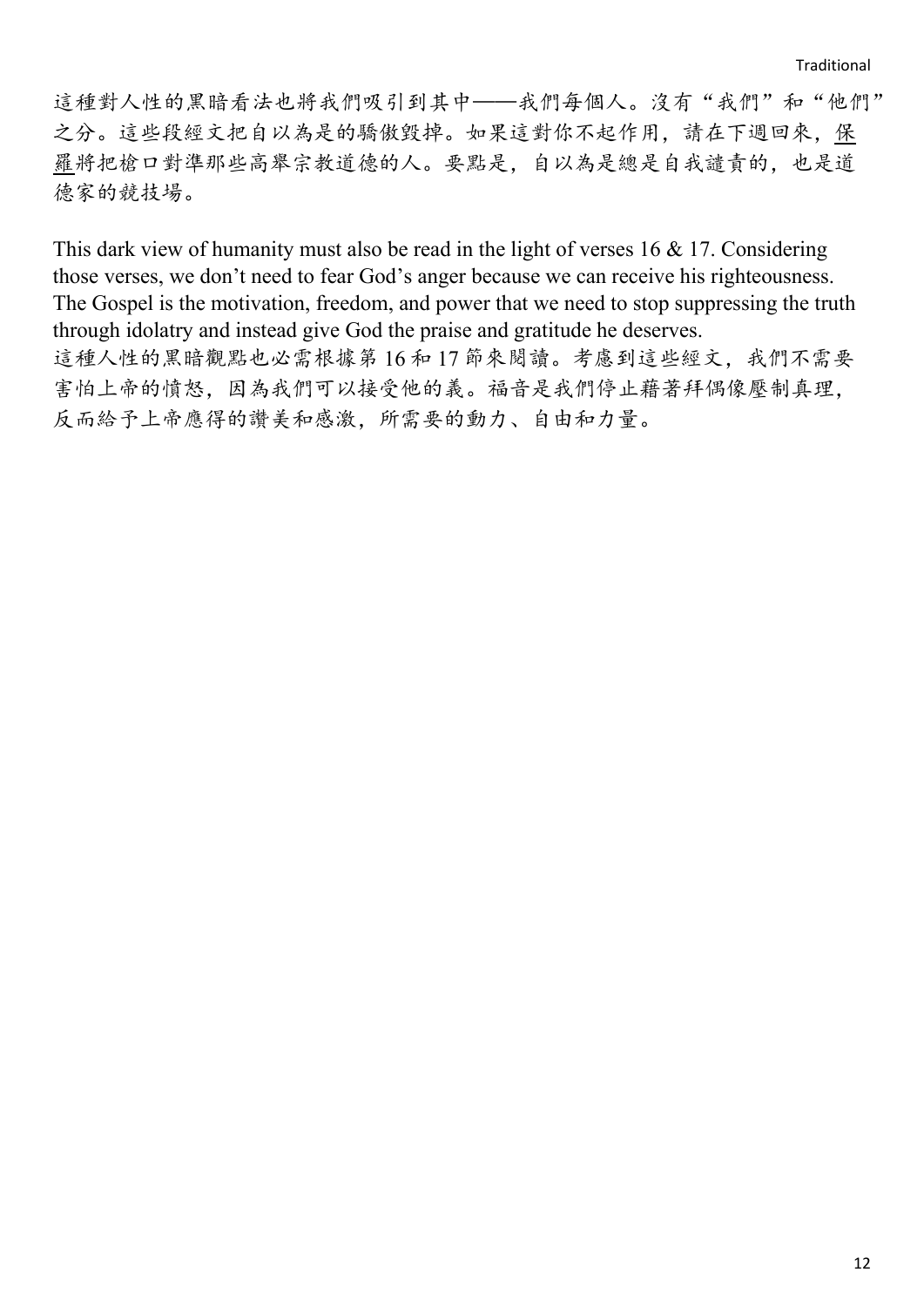這種對人性的黑暗看法也將我們吸引到其中——我們每個人。沒有“我們”和“他們”之分。這些段經文把自以為是的驕傲毀掉。如果這對你不起作用，請在下週回來，保羅將把槍口對準那些高舉宗教道德的人。要點是，自以為是總是自我譴責的，也是道德家的競技場。

This dark view of humanity must also be read in the light of verses 16 & 17. Considering those verses, we don't need to fear God's anger because we can receive his righteousness. The Gospel is the motivation, freedom, and power that we need to stop suppressing the truth through idolatry and instead give God the praise and gratitude he deserves.

這種人性的黑暗觀點也必需根據第 16 和 17 節來閱讀。考慮到這些經文，我們不需要害怕上帝的憤怒，因為我們可以接受他的義。福音是我們停止藉著拜偶像壓制真理，反而給予上帝應得的讚美和感激，所需要的動力、自由和力量。